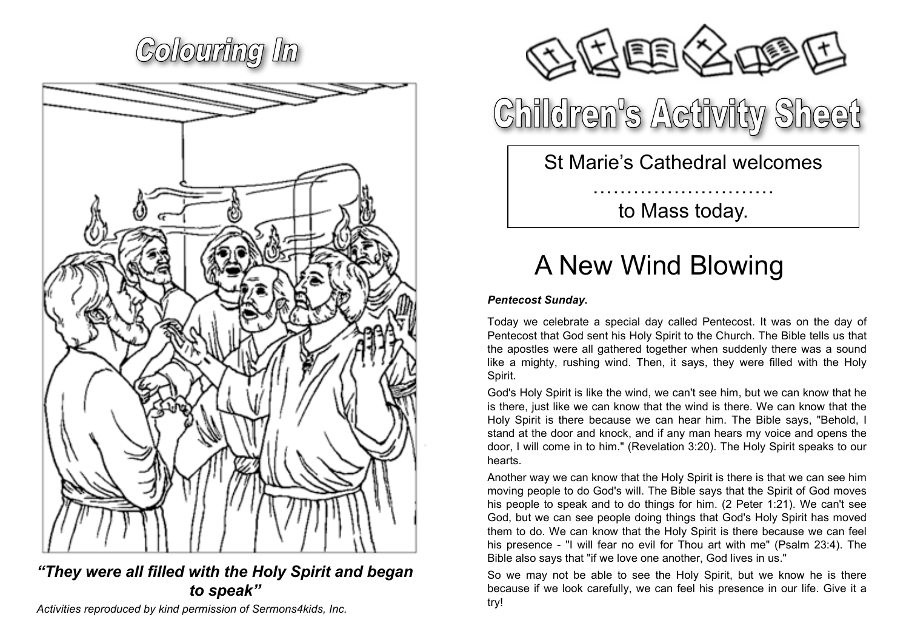# Colouring In

*"They were all filled with the Holy Spirit and began to speak"*

*Activities reproduced by kind permission of Sermons4kids, Inc.*

# Children's Activity Sheet

St Marie's Cathedral welcomes

………………………

to Mass today.

## A New Wind Blowing

***Pentecost Sunday.***

Today we celebrate a special day called Pentecost. It was on the day of Pentecost that God sent his Holy Spirit to the Church. The Bible tells us that the apostles were all gathered together when suddenly there was a sound like a mighty, rushing wind. Then, it says, they were filled with the Holy Spirit.

God's Holy Spirit is like the wind, we can't see him, but we can know that he is there, just like we can know that the wind is there. We can know that the Holy Spirit is there because we can hear him. The Bible says, "Behold, I stand at the door and knock, and if any man hears my voice and opens the door, I will come in to him." (Revelation 3:20). The Holy Spirit speaks to our hearts.

Another way we can know that the Holy Spirit is there is that we can see him moving people to do God's will. The Bible says that the Spirit of God moves his people to speak and to do things for him. (2 Peter 1:21). We can't see God, but we can see people doing things that God's Holy Spirit has moved them to do. We can know that the Holy Spirit is there because we can feel his presence - "I will fear no evil for Thou art with me" (Psalm 23:4). The Bible also says that "if we love one another, God lives in us."

So we may not be able to see the Holy Spirit, but we know he is there because if we look carefully, we can feel his presence in our life. Give it a try!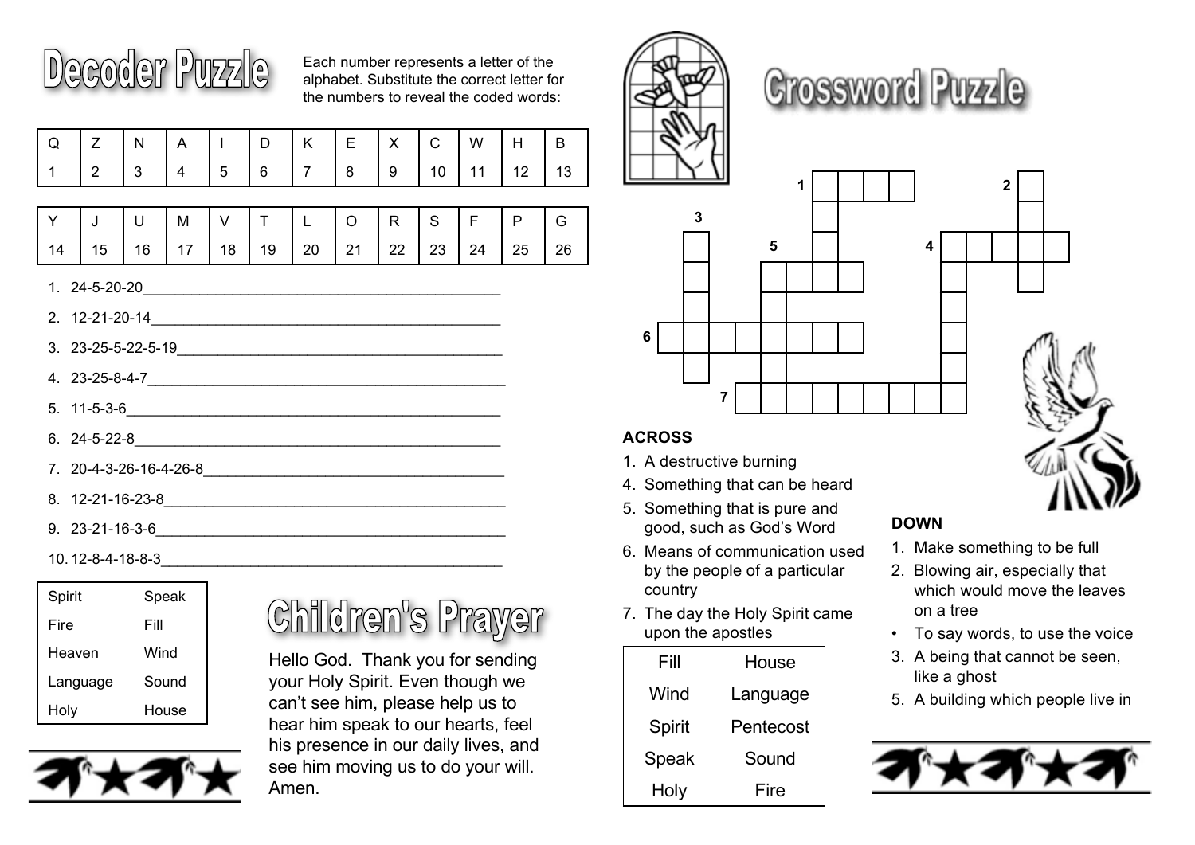# Decoder Puzzle

Each number represents a letter of the alphabet. Substitute the correct letter for the numbers to reveal the coded words:

| Q | Z | N | A | I | D | K | E | X | C | W | H | B |
|---|---|---|---|---|---|---|---|---|---|---|---|---|
| 1 | 2 | 3 | 4 | 5 | 6 | 7 | 8 | 9 | 10 | 11 | 12 | 13 |

| Y | J | U | M | V | T | L | O | R | S | F | P | G |
|---|---|---|---|---|---|---|---|---|---|---|---|---|
| 14 | 15 | 16 | 17 | 18 | 19 | 20 | 21 | 22 | 23 | 24 | 25 | 26 |

1. 24-5-20-20\_\_\_\_\_\_\_\_\_\_\_\_\_\_\_\_\_\_\_\_\_\_\_\_\_\_\_\_\_\_\_\_\_\_\_\_\_\_\_\_
2. 12-21-20-14\_\_\_\_\_\_\_\_\_\_\_\_\_\_\_\_\_\_\_\_\_\_\_\_\_\_\_\_\_\_\_\_\_\_\_\_\_\_\_\_
3. 23-25-5-22-5-19\_\_\_\_\_\_\_\_\_\_\_\_\_\_\_\_\_\_\_\_\_\_\_\_\_\_\_\_\_\_\_\_\_\_\_\_
4. 23-25-8-4-7\_\_\_\_\_\_\_\_\_\_\_\_\_\_\_\_\_\_\_\_\_\_\_\_\_\_\_\_\_\_\_\_\_\_\_\_\_\_\_\_
5. 11-5-3-6\_\_\_\_\_\_\_\_\_\_\_\_\_\_\_\_\_\_\_\_\_\_\_\_\_\_\_\_\_\_\_\_\_\_\_\_\_\_\_\_\_\_
6. 24-5-22-8\_\_\_\_\_\_\_\_\_\_\_\_\_\_\_\_\_\_\_\_\_\_\_\_\_\_\_\_\_\_\_\_\_\_\_\_\_\_\_\_\_\_
7. 20-4-3-26-16-4-26-8\_\_\_\_\_\_\_\_\_\_\_\_\_\_\_\_\_\_\_\_\_\_\_\_\_\_\_\_\_\_\_\_\_\_
8. 12-21-16-23-8\_\_\_\_\_\_\_\_\_\_\_\_\_\_\_\_\_\_\_\_\_\_\_\_\_\_\_\_\_\_\_\_\_\_\_\_\_\_
9. 23-21-16-3-6\_\_\_\_\_\_\_\_\_\_\_\_\_\_\_\_\_\_\_\_\_\_\_\_\_\_\_\_\_\_\_\_\_\_\_\_\_\_
10. 12-8-4-18-8-3\_\_\_\_\_\_\_\_\_\_\_\_\_\_\_\_\_\_\_\_\_\_\_\_\_\_\_\_\_\_\_\_\_\_\_\_\_\_

| | |
|---|---|
| Spirit | Speak |
| Fire | Fill |
| Heaven | Wind |
| Language | Sound |
| Holy | House |

# Children's Prayer

Hello God. Thank you for sending your Holy Spirit. Even though we can't see him, please help us to hear him speak to our hearts, feel his presence in our daily lives, and see him moving us to do your will. Amen.

# Crossword Puzzle

**ACROSS**

1. A destructive burning
4. Something that can be heard
5. Something that is pure and good, such as God's Word
6. Means of communication used by the people of a particular country
7. The day the Holy Spirit came upon the apostles

| | |
|---|---|
| Fill | House |
| Wind | Language |
| Spirit | Pentecost |
| Speak | Sound |
| Holy | Fire |

**DOWN**

1. Make something to be full
2. Blowing air, especially that which would move the leaves on a tree
- To say words, to use the voice
3. A being that cannot be seen, like a ghost
5. A building which people live in